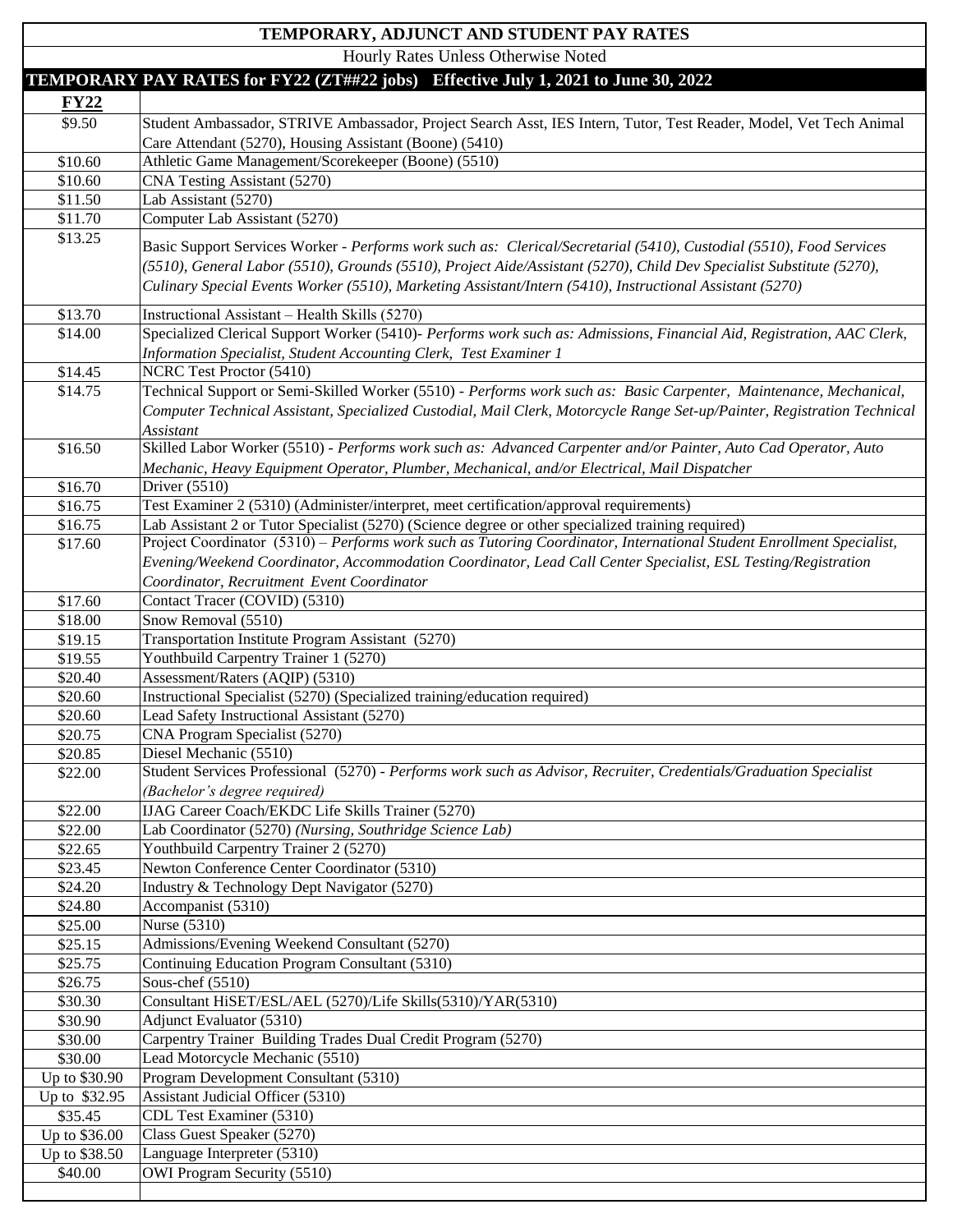# TEMPORARY, ADJUNCT AND STUDENT PAY RATES

Hourly Rates Unless Otherwise Noted

## TEMPORARY PAY RATES for FY22 (ZT##22 jobs) Effective July 1, 2021 to June 30, 2022

| **FY22** | |
|---|---|
| $9.50 | Student Ambassador, STRIVE Ambassador, Project Search Asst, IES Intern, Tutor, Test Reader, Model, Vet Tech Animal Care Attendant (5270), Housing Assistant (Boone) (5410) |
| $10.60 | Athletic Game Management/Scorekeeper (Boone) (5510) |
| $10.60 | CNA Testing Assistant (5270) |
| $11.50 | Lab Assistant (5270) |
| $11.70 | Computer Lab Assistant (5270) |
| $13.25 | Basic Support Services Worker - *Performs work such as: Clerical/Secretarial (5410), Custodial (5510), Food Services (5510), General Labor (5510), Grounds (5510), Project Aide/Assistant (5270), Child Dev Specialist Substitute (5270), Culinary Special Events Worker (5510), Marketing Assistant/Intern (5410), Instructional Assistant (5270)* |
| $13.70 | Instructional Assistant – Health Skills (5270) |
| $14.00 | Specialized Clerical Support Worker (5410)- *Performs work such as: Admissions, Financial Aid, Registration, AAC Clerk, Information Specialist, Student Accounting Clerk, Test Examiner 1* |
| $14.45 | NCRC Test Proctor (5410) |
| $14.75 | Technical Support or Semi-Skilled Worker (5510) - *Performs work such as: Basic Carpenter, Maintenance, Mechanical, Computer Technical Assistant, Specialized Custodial, Mail Clerk, Motorcycle Range Set-up/Painter, Registration Technical Assistant* |
| $16.50 | Skilled Labor Worker (5510) - *Performs work such as: Advanced Carpenter and/or Painter, Auto Cad Operator, Auto Mechanic, Heavy Equipment Operator, Plumber, Mechanical, and/or Electrical, Mail Dispatcher* |
| $16.70 | Driver (5510) |
| $16.75 | Test Examiner 2 (5310) (Administer/interpret, meet certification/approval requirements) |
| $16.75 | Lab Assistant 2 or Tutor Specialist (5270) (Science degree or other specialized training required) |
| $17.60 | Project Coordinator (5310) – *Performs work such as Tutoring Coordinator, International Student Enrollment Specialist, Evening/Weekend Coordinator, Accommodation Coordinator, Lead Call Center Specialist, ESL Testing/Registration Coordinator, Recruitment Event Coordinator* |
| $17.60 | Contact Tracer (COVID) (5310) |
| $18.00 | Snow Removal (5510) |
| $19.15 | Transportation Institute Program Assistant (5270) |
| $19.55 | Youthbuild Carpentry Trainer 1 (5270) |
| $20.40 | Assessment/Raters (AQIP) (5310) |
| $20.60 | Instructional Specialist (5270) (Specialized training/education required) |
| $20.60 | Lead Safety Instructional Assistant (5270) |
| $20.75 | CNA Program Specialist (5270) |
| $20.85 | Diesel Mechanic (5510) |
| $22.00 | Student Services Professional (5270) - *Performs work such as Advisor, Recruiter, Credentials/Graduation Specialist (Bachelor's degree required)* |
| $22.00 | IJAG Career Coach/EKDC Life Skills Trainer (5270) |
| $22.00 | Lab Coordinator (5270) *(Nursing, Southridge Science Lab)* |
| $22.65 | Youthbuild Carpentry Trainer 2 (5270) |
| $23.45 | Newton Conference Center Coordinator (5310) |
| $24.20 | Industry & Technology Dept Navigator (5270) |
| $24.80 | Accompanist (5310) |
| $25.00 | Nurse (5310) |
| $25.15 | Admissions/Evening Weekend Consultant (5270) |
| $25.75 | Continuing Education Program Consultant (5310) |
| $26.75 | Sous-chef (5510) |
| $30.30 | Consultant HiSET/ESL/AEL (5270)/Life Skills(5310)/YAR(5310) |
| $30.90 | Adjunct Evaluator (5310) |
| $30.00 | Carpentry Trainer Building Trades Dual Credit Program (5270) |
| $30.00 | Lead Motorcycle Mechanic (5510) |
| Up to $30.90 | Program Development Consultant (5310) |
| Up to $32.95 | Assistant Judicial Officer (5310) |
| $35.45 | CDL Test Examiner (5310) |
| Up to $36.00 | Class Guest Speaker (5270) |
| Up to $38.50 | Language Interpreter (5310) |
| $40.00 | OWI Program Security (5510) |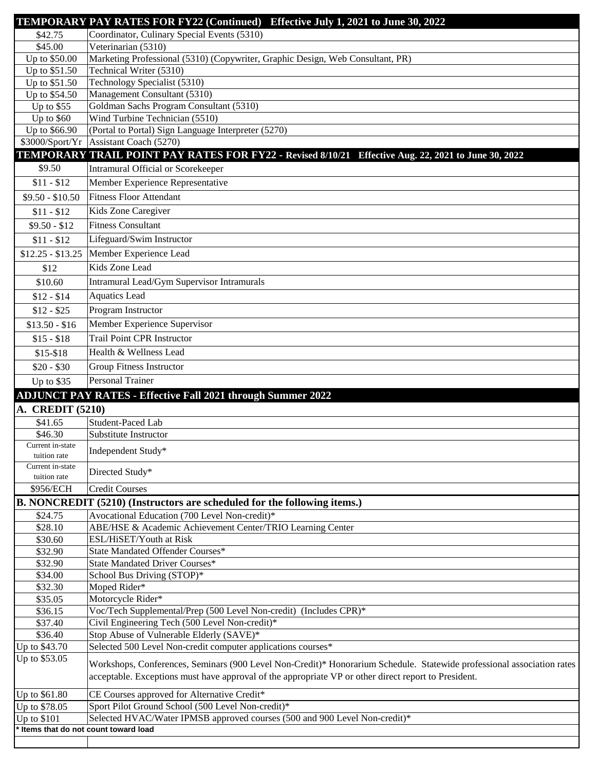## TEMPORARY PAY RATES FOR FY22 (Continued) Effective July 1, 2021 to June 30, 2022

| Rate | Position |
|---|---|
| $42.75 | Coordinator, Culinary Special Events (5310) |
| $45.00 | Veterinarian (5310) |
| Up to $50.00 | Marketing Professional (5310) (Copywriter, Graphic Design, Web Consultant, PR) |
| Up to $51.50 | Technical Writer (5310) |
| Up to $51.50 | Technology Specialist (5310) |
| Up to $54.50 | Management Consultant (5310) |
| Up to $55 | Goldman Sachs Program Consultant (5310) |
| Up to $60 | Wind Turbine Technician (5510) |
| Up to $66.90 | (Portal to Portal) Sign Language Interpreter (5270) |
| $3000/Sport/Yr | Assistant Coach (5270) |

## TEMPORARY TRAIL POINT PAY RATES FOR FY22 - Revised 8/10/21 Effective Aug. 22, 2021 to June 30, 2022

| Rate | Position |
|---|---|
| $9.50 | Intramural Official or Scorekeeper |
| $11 - $12 | Member Experience Representative |
| $9.50 - $10.50 | Fitness Floor Attendant |
| $11 - $12 | Kids Zone Caregiver |
| $9.50 - $12 | Fitness Consultant |
| $11 - $12 | Lifeguard/Swim Instructor |
| $12.25 - $13.25 | Member Experience Lead |
| $12 | Kids Zone Lead |
| $10.60 | Intramural Lead/Gym Supervisor Intramurals |
| $12 - $14 | Aquatics Lead |
| $12 - $25 | Program Instructor |
| $13.50 - $16 | Member Experience Supervisor |
| $15 - $18 | Trail Point CPR Instructor |
| $15-$18 | Health & Wellness Lead |
| $20 - $30 | Group Fitness Instructor |
| Up to $35 | Personal Trainer |

## ADJUNCT PAY RATES - Effective Fall 2021 through Summer 2022

### A. CREDIT (5210)

| Rate | Position |
|---|---|
| $41.65 | Student-Paced Lab |
| $46.30 | Substitute Instructor |
| Current in-state tuition rate | Independent Study* |
| Current in-state tuition rate | Directed Study* |
| $956/ECH | Credit Courses |

### B. NONCREDIT (5210) (Instructors are scheduled for the following items.)

| Rate | Position |
|---|---|
| $24.75 | Avocational Education (700 Level Non-credit)* |
| $28.10 | ABE/HSE & Academic Achievement Center/TRIO Learning Center |
| $30.60 | ESL/HiSET/Youth at Risk |
| $32.90 | State Mandated Offender Courses* |
| $32.90 | State Mandated Driver Courses* |
| $34.00 | School Bus Driving (STOP)* |
| $32.30 | Moped Rider* |
| $35.05 | Motorcycle Rider* |
| $36.15 | Voc/Tech Supplemental/Prep (500 Level Non-credit) (Includes CPR)* |
| $37.40 | Civil Engineering Tech (500 Level Non-credit)* |
| $36.40 | Stop Abuse of Vulnerable Elderly (SAVE)* |
| Up to $43.70 | Selected 500 Level Non-credit computer applications courses* |
| Up to $53.05 | Workshops, Conferences, Seminars (900 Level Non-Credit)* Honorarium Schedule. Statewide professional association rates acceptable. Exceptions must have approval of the appropriate VP or other direct report to President. |
| Up to $61.80 | CE Courses approved for Alternative Credit* |
| Up to $78.05 | Sport Pilot Ground School (500 Level Non-credit)* |
| Up to $101 | Selected HVAC/Water IPMSB approved courses (500 and 900 Level Non-credit)* |

\* Items that do not count toward load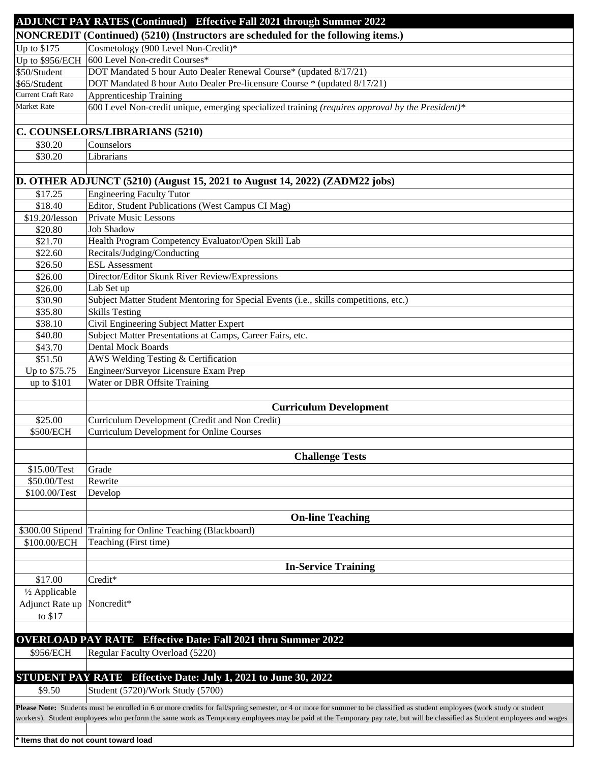| | |
|---|---|
| **ADJUNCT PAY RATES (Continued) Effective Fall 2021 through Summer 2022** | |
| **NONCREDIT (Continued) (5210) (Instructors are scheduled for the following items.)** | |
| Up to $175 | Cosmetology (900 Level Non-Credit)* |
| Up to $956/ECH | 600 Level Non-credit Courses* |
| $50/Student | DOT Mandated 5 hour Auto Dealer Renewal Course* (updated 8/17/21) |
| $65/Student | DOT Mandated 8 hour Auto Dealer Pre-licensure Course * (updated 8/17/21) |
| Current Craft Rate | Apprenticeship Training |
| Market Rate | 600 Level Non-credit unique, emerging specialized training *(requires approval by the President)** |
| | |
| **C. COUNSELORS/LIBRARIANS (5210)** | |
| $30.20 | Counselors |
| $30.20 | Librarians |
| | |
| **D. OTHER ADJUNCT (5210) (August 15, 2021 to August 14, 2022) (ZADM22 jobs)** | |
| $17.25 | Engineering Faculty Tutor |
| $18.40 | Editor, Student Publications (West Campus CI Mag) |
| $19.20/lesson | Private Music Lessons |
| $20.80 | Job Shadow |
| $21.70 | Health Program Competency Evaluator/Open Skill Lab |
| $22.60 | Recitals/Judging/Conducting |
| $26.50 | ESL Assessment |
| $26.00 | Director/Editor Skunk River Review/Expressions |
| $26.00 | Lab Set up |
| $30.90 | Subject Matter Student Mentoring for Special Events (i.e., skills competitions, etc.) |
| $35.80 | Skills Testing |
| $38.10 | Civil Engineering Subject Matter Expert |
| $40.80 | Subject Matter Presentations at Camps, Career Fairs, etc. |
| $43.70 | Dental Mock Boards |
| $51.50 | AWS Welding Testing & Certification |
| Up to $75.75 | Engineer/Surveyor Licensure Exam Prep |
| up to $101 | Water or DBR Offsite Training |
| | |
| | **Curriculum Development** |
| $25.00 | Curriculum Development (Credit and Non Credit) |
| $500/ECH | Curriculum Development for Online Courses |
| | |
| | **Challenge Tests** |
| $15.00/Test | Grade |
| $50.00/Test | Rewrite |
| $100.00/Test | Develop |
| | |
| | **On-line Teaching** |
| $300.00 Stipend | Training for Online Teaching (Blackboard) |
| $100.00/ECH | Teaching (First time) |
| | |
| | **In-Service Training** |
| $17.00 | Credit* |
| ½ Applicable Adjunct Rate up to $17 | Noncredit* |
| | |
| **OVERLOAD PAY RATE Effective Date: Fall 2021 thru Summer 2022** | |
| $956/ECH | Regular Faculty Overload (5220) |
| | |
| **STUDENT PAY RATE Effective Date: July 1, 2021 to June 30, 2022** | |
| $9.50 | Student (5720)/Work Study (5700) |

**Please Note:** Students must be enrolled in 6 or more credits for fall/spring semester, or 4 or more for summer to be classified as student employees (work study or student workers). Student employees who perform the same work as Temporary employees may be paid at the Temporary pay rate, but will be classified as Student employees and wages

**\* Items that do not count toward load**